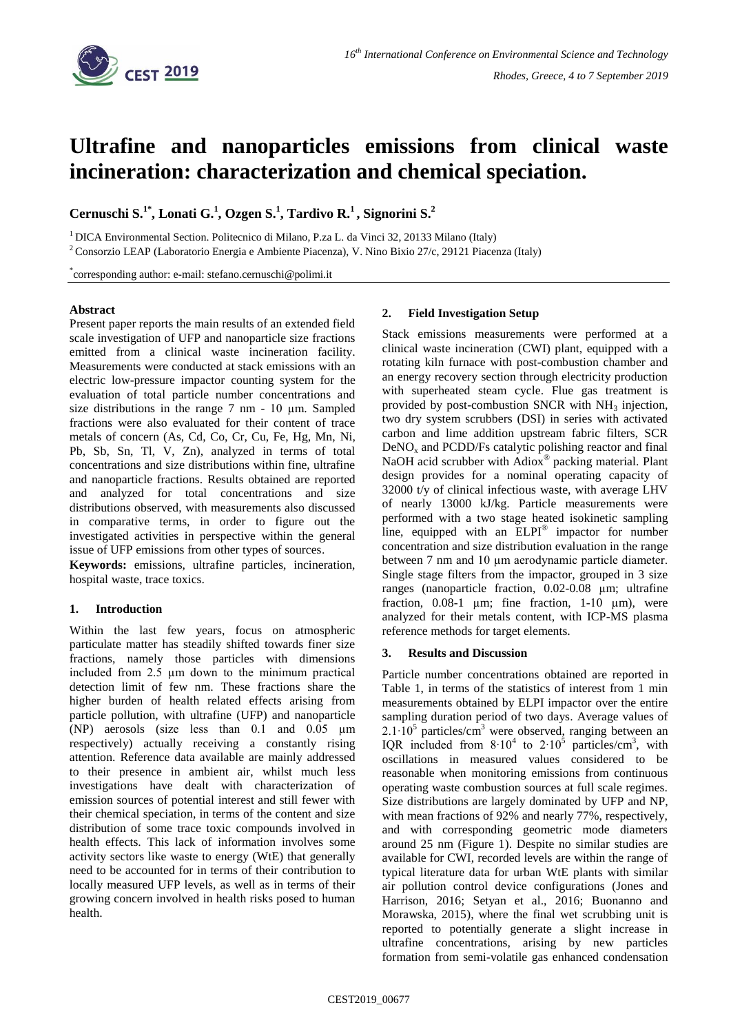# Ultrafine and nanoparticles emissions from clinical waste incineration: characterization and chemical speciation.

**Cernuschi S.[1*], Lonati G.[1], Ozgen S.[1], Tardivo R.[1], Signorini S.[2]**

[1] DICA Environmental Section. Politecnico di Milano, P.za L. da Vinci 32, 20133 Milano (Italy)

[2] Consorzio LEAP (Laboratorio Energia e Ambiente Piacenza), V. Nino Bixio 27/c, 29121 Piacenza (Italy)

[*] corresponding author: e-mail: stefano.cernuschi@polimi.it

## Abstract

Present paper reports the main results of an extended field scale investigation of UFP and nanoparticle size fractions emitted from a clinical waste incineration facility. Measurements were conducted at stack emissions with an electric low-pressure impactor counting system for the evaluation of total particle number concentrations and size distributions in the range 7 nm - 10 µm. Sampled fractions were also evaluated for their content of trace metals of concern (As, Cd, Co, Cr, Cu, Fe, Hg, Mn, Ni, Pb, Sb, Sn, Tl, V, Zn), analyzed in terms of total concentrations and size distributions within fine, ultrafine and nanoparticle fractions. Results obtained are reported and analyzed for total concentrations and size distributions observed, with measurements also discussed in comparative terms, in order to figure out the investigated activities in perspective within the general issue of UFP emissions from other types of sources.

**Keywords:** emissions, ultrafine particles, incineration, hospital waste, trace toxics.

## 1. Introduction

Within the last few years, focus on atmospheric particulate matter has steadily shifted towards finer size fractions, namely those particles with dimensions included from 2.5 µm down to the minimum practical detection limit of few nm. These fractions share the higher burden of health related effects arising from particle pollution, with ultrafine (UFP) and nanoparticle (NP) aerosols (size less than 0.1 and 0.05 µm respectively) actually receiving a constantly rising attention. Reference data available are mainly addressed to their presence in ambient air, whilst much less investigations have dealt with characterization of emission sources of potential interest and still fewer with their chemical speciation, in terms of the content and size distribution of some trace toxic compounds involved in health effects. This lack of information involves some activity sectors like waste to energy (WtE) that generally need to be accounted for in terms of their contribution to locally measured UFP levels, as well as in terms of their growing concern involved in health risks posed to human health.

## 2. Field Investigation Setup

Stack emissions measurements were performed at a clinical waste incineration (CWI) plant, equipped with a rotating kiln furnace with post-combustion chamber and an energy recovery section through electricity production with superheated steam cycle. Flue gas treatment is provided by post-combustion SNCR with $NH_3$ injection, two dry system scrubbers (DSI) in series with activated carbon and lime addition upstream fabric filters, SCR $DeNO_x$ and PCDD/Fs catalytic polishing reactor and final NaOH acid scrubber with Adiox® packing material. Plant design provides for a nominal operating capacity of 32000 t/y of clinical infectious waste, with average LHV of nearly 13000 kJ/kg. Particle measurements were performed with a two stage heated isokinetic sampling line, equipped with an ELPI® impactor for number concentration and size distribution evaluation in the range between 7 nm and 10 µm aerodynamic particle diameter. Single stage filters from the impactor, grouped in 3 size ranges (nanoparticle fraction, 0.02-0.08 µm; ultrafine fraction, 0.08-1 µm; fine fraction, 1-10 µm), were analyzed for their metals content, with ICP-MS plasma reference methods for target elements.

## 3. Results and Discussion

Particle number concentrations obtained are reported in Table 1, in terms of the statistics of interest from 1 min measurements obtained by ELPI impactor over the entire sampling duration period of two days. Average values of $2.1 \cdot 10^5$ particles/cm$^3$ were observed, ranging between an IQR included from $8 \cdot 10^4$ to $2 \cdot 10^5$ particles/cm$^3$, with oscillations in measured values considered to be reasonable when monitoring emissions from continuous operating waste combustion sources at full scale regimes. Size distributions are largely dominated by UFP and NP, with mean fractions of 92% and nearly 77%, respectively, and with corresponding geometric mode diameters around 25 nm (Figure 1). Despite no similar studies are available for CWI, recorded levels are within the range of typical literature data for urban WtE plants with similar air pollution control device configurations (Jones and Harrison, 2016; Setyan et al., 2016; Buonanno and Morawska, 2015), where the final wet scrubbing unit is reported to potentially generate a slight increase in ultrafine concentrations, arising by new particles formation from semi-volatile gas enhanced condensation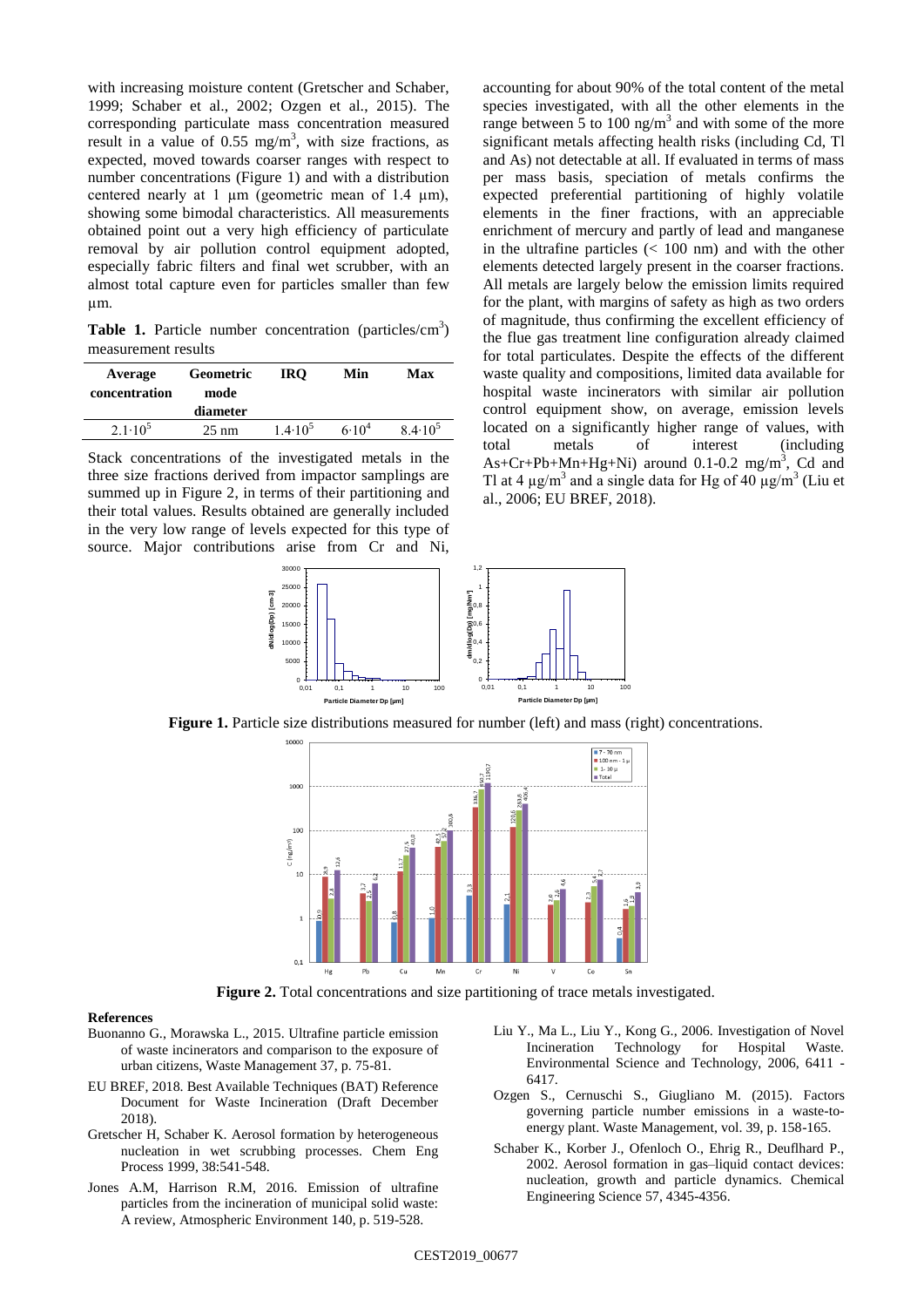with increasing moisture content (Gretscher and Schaber, 1999; Schaber et al., 2002; Ozgen et al., 2015). The corresponding particulate mass concentration measured result in a value of 0.55 mg/m$^3$, with size fractions, as expected, moved towards coarser ranges with respect to number concentrations (Figure 1) and with a distribution centered nearly at 1 µm (geometric mean of 1.4 µm), showing some bimodal characteristics. All measurements obtained point out a very high efficiency of particulate removal by air pollution control equipment adopted, especially fabric filters and final wet scrubber, with an almost total capture even for particles smaller than few µm.

**Table 1.** Particle number concentration (particles/cm$^3$) measurement results

| Average concentration | Geometric mode diameter | IRQ | Min | Max |
|---|---|---|---|---|
| $2.1 \cdot 10^5$ | 25 nm | $1.4 \cdot 10^5$ | $6 \cdot 10^4$ | $8.4 \cdot 10^5$ |

Stack concentrations of the investigated metals in the three size fractions derived from impactor samplings are summed up in Figure 2, in terms of their partitioning and their total values. Results obtained are generally included in the very low range of levels expected for this type of source. Major contributions arise from Cr and Ni, accounting for about 90% of the total content of the metal species investigated, with all the other elements in the range between 5 to 100 ng/m$^3$ and with some of the more significant metals affecting health risks (including Cd, Tl and As) not detectable at all. If evaluated in terms of mass per mass basis, speciation of metals confirms the expected preferential partitioning of highly volatile elements in the finer fractions, with an appreciable enrichment of mercury and partly of lead and manganese in the ultrafine particles (< 100 nm) and with the other elements detected largely present in the coarser fractions. All metals are largely below the emission limits required for the plant, with margins of safety as high as two orders of magnitude, thus confirming the excellent efficiency of the flue gas treatment line configuration already claimed for total particulates. Despite the effects of the different waste quality and compositions, limited data available for hospital waste incinerators with similar air pollution control equipment show, on average, emission levels located on a significantly higher range of values, with total metals of interest (including As+Cr+Pb+Mn+Hg+Ni) around 0.1-0.2 mg/m$^3$, Cd and Tl at 4 µg/m$^3$ and a single data for Hg of 40 µg/m$^3$ (Liu et al., 2006; EU BREF, 2018).

dN/dlog(Dp) [cm-3]
Particle Diameter Dp [µm]
dm/dlog(Dp) [mg/Nm³]
Particle Diameter Dp [µm]

**Figure 1.** Particle size distributions measured for number (left) and mass (right) concentrations.

C (ng/m³)
7 - 70 nm
100 nm - 1 µ
1- 10 µ
Total
Hg Pb Cu Mn Cr Ni V Co Sn

**Figure 2.** Total concentrations and size partitioning of trace metals investigated.

## References

Buonanno G., Morawska L., 2015. Ultrafine particle emission of waste incinerators and comparison to the exposure of urban citizens, Waste Management 37, p. 75-81.

EU BREF, 2018. Best Available Techniques (BAT) Reference Document for Waste Incineration (Draft December 2018).

Gretscher H, Schaber K. Aerosol formation by heterogeneous nucleation in wet scrubbing processes. Chem Eng Process 1999, 38:541-548.

Jones A.M, Harrison R.M, 2016. Emission of ultrafine particles from the incineration of municipal solid waste: A review, Atmospheric Environment 140, p. 519-528.

Liu Y., Ma L., Liu Y., Kong G., 2006. Investigation of Novel Incineration Technology for Hospital Waste. Environmental Science and Technology, 2006, 6411 - 6417.

Ozgen S., Cernuschi S., Giugliano M. (2015). Factors governing particle number emissions in a waste-to-energy plant. Waste Management, vol. 39, p. 158-165.

Schaber K., Korber J., Ofenloch O., Ehrig R., Deuflhard P., 2002. Aerosol formation in gas–liquid contact devices: nucleation, growth and particle dynamics. Chemical Engineering Science 57, 4345-4356.